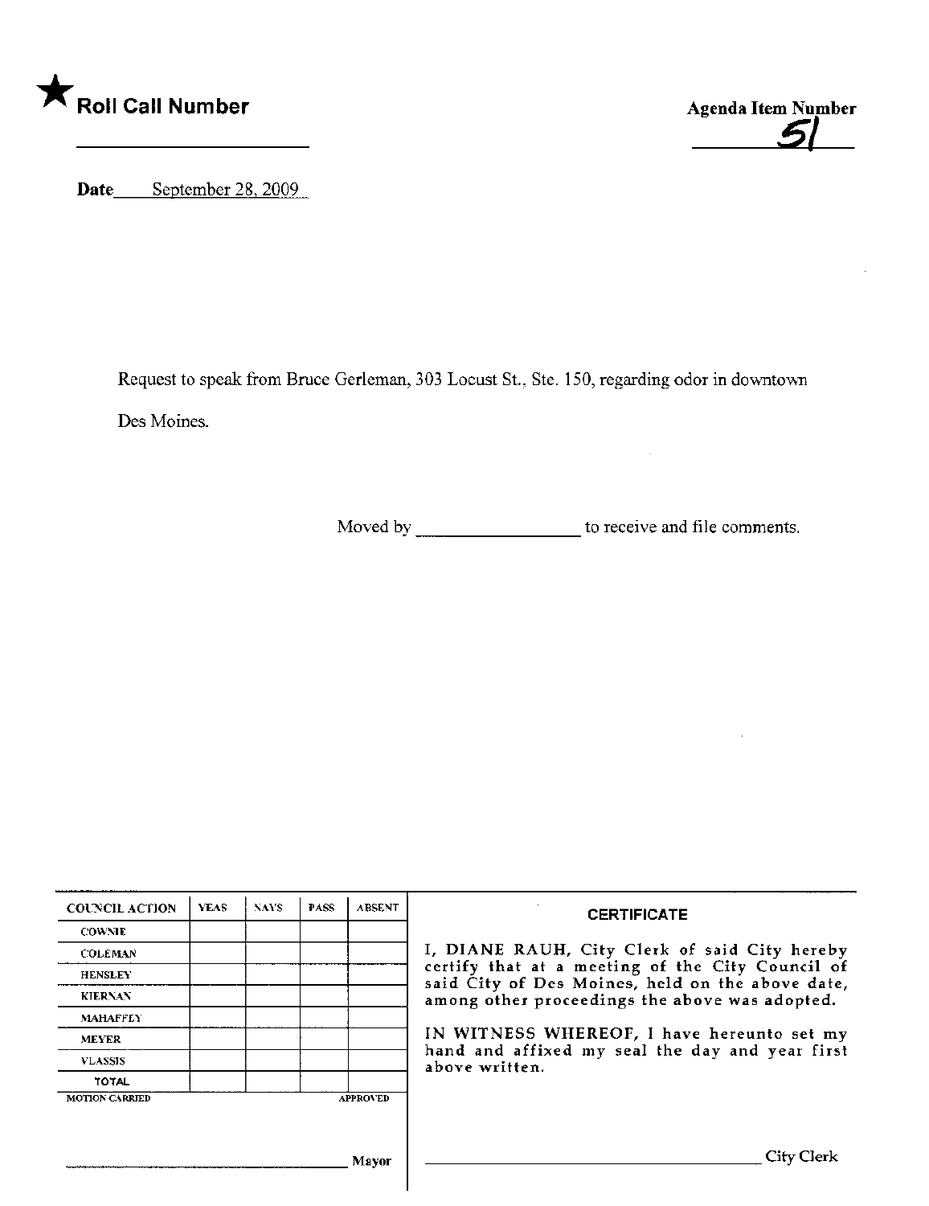★ **Roll Call Number**

\_\_\_\_\_\_\_\_\_\_\_\_\_\_\_\_\_\_\_\_\_\_

**Agenda Item Number**

51

**Date** September 28, 2009

Request to speak from Bruce Gerleman, 303 Locust St., Ste. 150, regarding odor in downtown Des Moines.

Moved by \_\_\_\_\_\_\_\_\_\_\_\_\_\_\_\_ to receive and file comments.

| COUNCIL ACTION | YEAS | NAYS | PASS | ABSENT |
|---|---|---|---|---|
| COWNIE | | | | |
| COLEMAN | | | | |
| HENSLEY | | | | |
| KIERNAN | | | | |
| MAHAFFEY | | | | |
| MEYER | | | | |
| VLASSIS | | | | |
| TOTAL | | | | |

MOTION CARRIED APPROVED

\_\_\_\_\_\_\_\_\_\_\_\_\_\_\_\_\_\_\_\_\_\_\_\_\_\_\_\_ Mayor

**CERTIFICATE**

I, DIANE RAUH, City Clerk of said City hereby certify that at a meeting of the City Council of said City of Des Moines, held on the above date, among other proceedings the above was adopted.

IN WITNESS WHEREOF, I have hereunto set my hand and affixed my seal the day and year first above written.

\_\_\_\_\_\_\_\_\_\_\_\_\_\_\_\_\_\_\_\_\_\_\_\_\_\_\_\_ City Clerk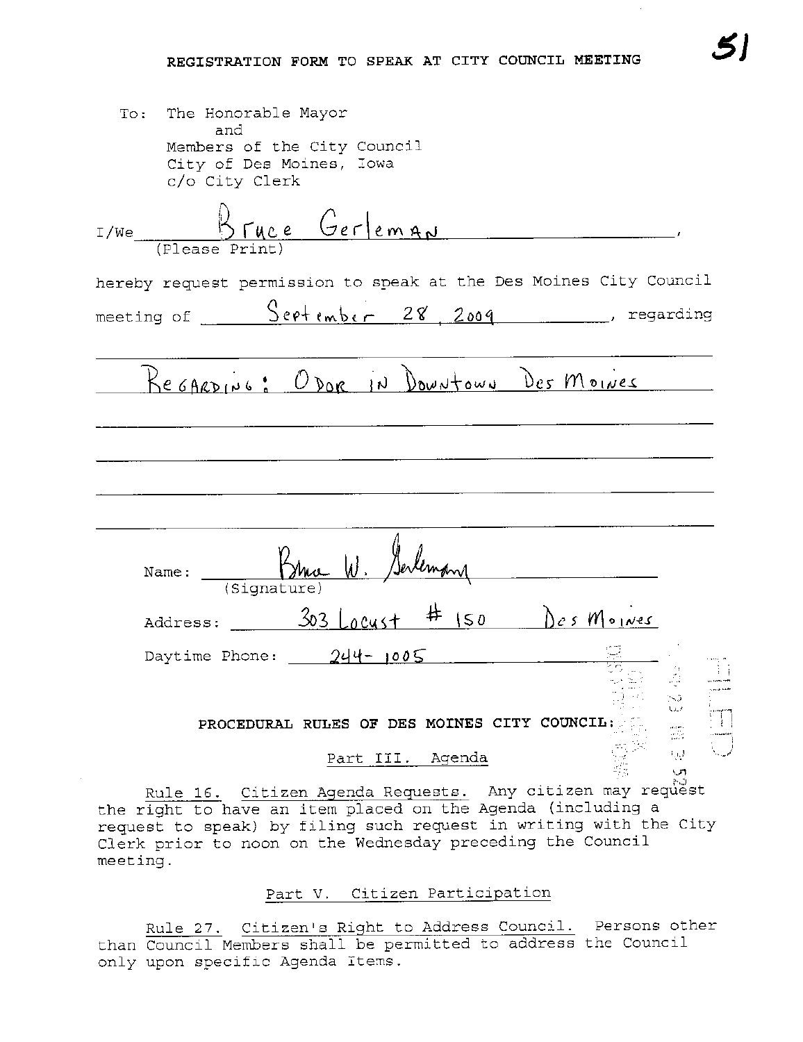# REGISTRATION FORM TO SPEAK AT CITY COUNCIL MEETING

51

To: The Honorable Mayor
and
Members of the City Council
City of Des Moines, Iowa
c/o City Clerk

I/We Bruce Gerleman,
(Please Print)

hereby request permission to speak at the Des Moines City Council meeting of September 28, 2009, regarding

Regarding: Odor in Downtown Des Moines

Name: Bruce W. Gerleman
(Signature)

Address: 303 Locust # 150 Des Moines

Daytime Phone: 244-1005

FILED

## PROCEDURAL RULES OF DES MOINES CITY COUNCIL:

### Part III. Agenda

Rule 16. Citizen Agenda Requests. Any citizen may request the right to have an item placed on the Agenda (including a request to speak) by filing such request in writing with the City Clerk prior to noon on the Wednesday preceding the Council meeting.

### Part V. Citizen Participation

Rule 27. Citizen's Right to Address Council. Persons other than Council Members shall be permitted to address the Council only upon specific Agenda Items.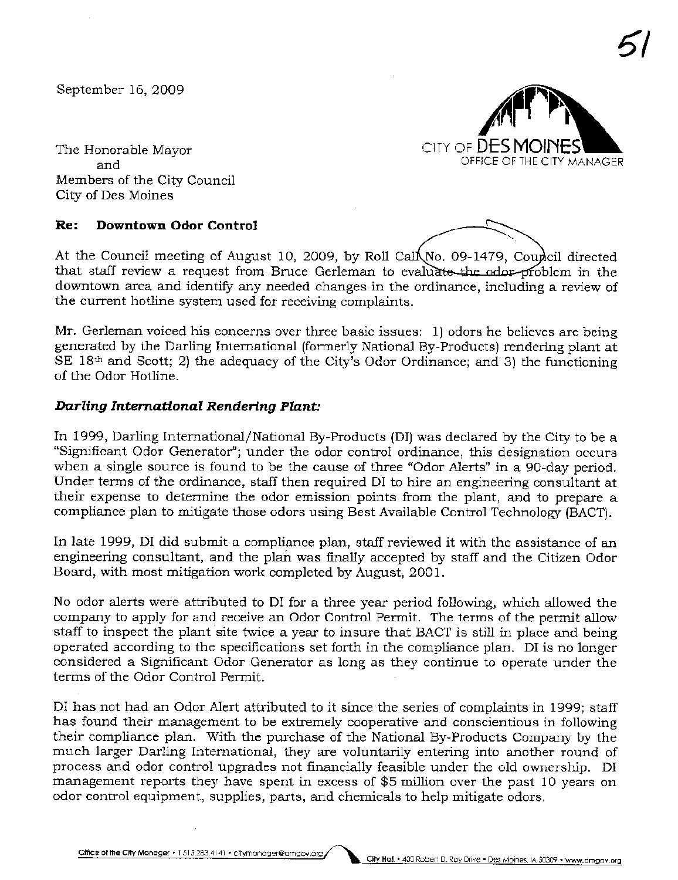September 16, 2009

The Honorable Mayor
and
Members of the City Council
City of Des Moines

CITY OF DES MOINES
OFFICE OF THE CITY MANAGER

**Re: Downtown Odor Control**

At the Council meeting of August 10, 2009, by Roll Call No. 09-1479, Council directed that staff review a request from Bruce Gerleman to evaluate the odor problem in the downtown area and identify any needed changes in the ordinance, including a review of the current hotline system used for receiving complaints.

Mr. Gerleman voiced his concerns over three basic issues: 1) odors he believes are being generated by the Darling International (formerly National By-Products) rendering plant at SE 18th and Scott; 2) the adequacy of the City's Odor Ordinance; and 3) the functioning of the Odor Hotline.

***Darling International Rendering Plant:***

In 1999, Darling International/National By-Products (DI) was declared by the City to be a "Significant Odor Generator"; under the odor control ordinance, this designation occurs when a single source is found to be the cause of three "Odor Alerts" in a 90-day period. Under terms of the ordinance, staff then required DI to hire an engineering consultant at their expense to determine the odor emission points from the plant, and to prepare a compliance plan to mitigate those odors using Best Available Control Technology (BACT).

In late 1999, DI did submit a compliance plan, staff reviewed it with the assistance of an engineering consultant, and the plan was finally accepted by staff and the Citizen Odor Board, with most mitigation work completed by August, 2001.

No odor alerts were attributed to DI for a three year period following, which allowed the company to apply for and receive an Odor Control Permit. The terms of the permit allow staff to inspect the plant site twice a year to insure that BACT is still in place and being operated according to the specifications set forth in the compliance plan. DI is no longer considered a Significant Odor Generator as long as they continue to operate under the terms of the Odor Control Permit.

DI has not had an Odor Alert attributed to it since the series of complaints in 1999; staff has found their management to be extremely cooperative and conscientious in following their compliance plan. With the purchase of the National By-Products Company by the much larger Darling International, they are voluntarily entering into another round of process and odor control upgrades not financially feasible under the old ownership. DI management reports they have spent in excess of $5 million over the past 10 years on odor control equipment, supplies, parts, and chemicals to help mitigate odors.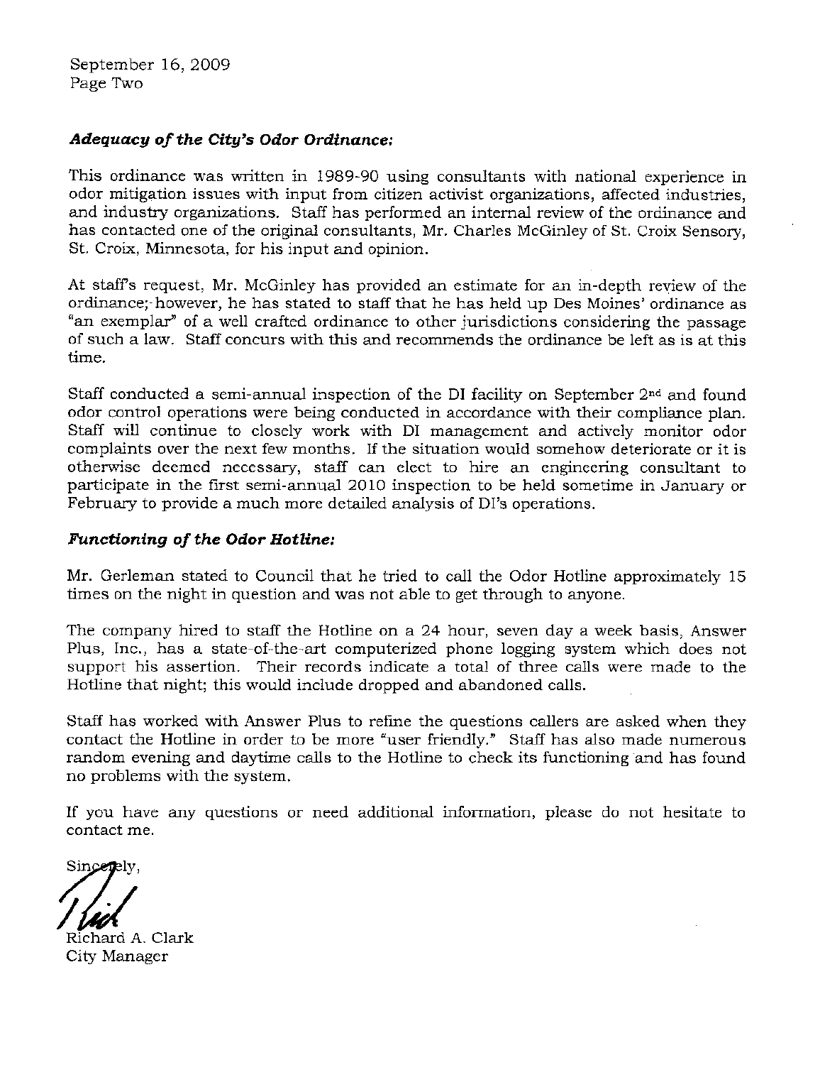September 16, 2009
Page Two

***Adequacy of the City's Odor Ordinance:***

This ordinance was written in 1989-90 using consultants with national experience in odor mitigation issues with input from citizen activist organizations, affected industries, and industry organizations. Staff has performed an internal review of the ordinance and has contacted one of the original consultants, Mr. Charles McGinley of St. Croix Sensory, St. Croix, Minnesota, for his input and opinion.

At staff's request, Mr. McGinley has provided an estimate for an in-depth review of the ordinance; however, he has stated to staff that he has held up Des Moines' ordinance as "an exemplar" of a well crafted ordinance to other jurisdictions considering the passage of such a law. Staff concurs with this and recommends the ordinance be left as is at this time.

Staff conducted a semi-annual inspection of the DI facility on September 2nd and found odor control operations were being conducted in accordance with their compliance plan. Staff will continue to closely work with DI management and actively monitor odor complaints over the next few months. If the situation would somehow deteriorate or it is otherwise deemed necessary, staff can elect to hire an engineering consultant to participate in the first semi-annual 2010 inspection to be held sometime in January or February to provide a much more detailed analysis of DI's operations.

***Functioning of the Odor Hotline:***

Mr. Gerleman stated to Council that he tried to call the Odor Hotline approximately 15 times on the night in question and was not able to get through to anyone.

The company hired to staff the Hotline on a 24 hour, seven day a week basis, Answer Plus, Inc., has a state-of-the-art computerized phone logging system which does not support his assertion. Their records indicate a total of three calls were made to the Hotline that night; this would include dropped and abandoned calls.

Staff has worked with Answer Plus to refine the questions callers are asked when they contact the Hotline in order to be more "user friendly." Staff has also made numerous random evening and daytime calls to the Hotline to check its functioning and has found no problems with the system.

If you have any questions or need additional information, please do not hesitate to contact me.

Sincerely,

Richard A. Clark
City Manager